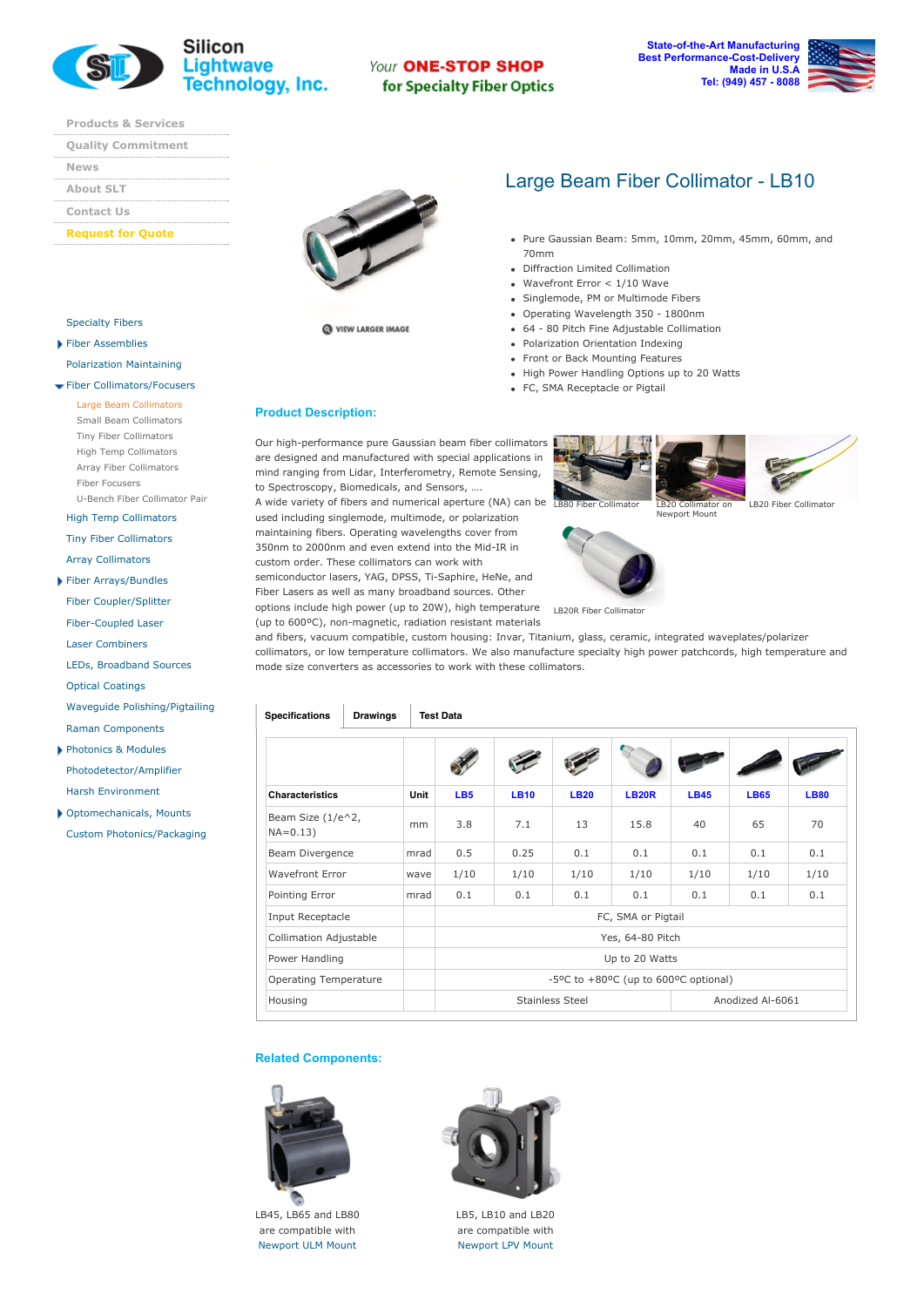Silicon Lightwave Technology, Inc.

*Your* **ONE-STOP SHOP** for Specialty Fiber Optics

State-of-the-Art Manufacturing
Best Performance-Cost-Delivery
Made in U.S.A
Tel: (949) 457 - 8088

- Products & Services
- Quality Commitment
- News
- About SLT
- Contact Us
- Request for Quote

- Specialty Fibers
- Fiber Assemblies
- Polarization Maintaining
- Fiber Collimators/Focusers
  - Large Beam Collimators
  - Small Beam Collimators
  - Tiny Fiber Collimators
  - High Temp Collimators
  - Array Fiber Collimators
  - Fiber Focusers
  - U-Bench Fiber Collimator Pair
- High Temp Collimators
- Tiny Fiber Collimators
- Array Collimators
- Fiber Arrays/Bundles
- Fiber Coupler/Splitter
- Fiber-Coupled Laser
- Laser Combiners
- LEDs, Broadband Sources
- Optical Coatings
- Waveguide Polishing/Pigtailing
- Raman Components
- Photonics & Modules
- Photodetector/Amplifier
- Harsh Environment
- Optomechanicals, Mounts
- Custom Photonics/Packaging

VIEW LARGER IMAGE

# Large Beam Fiber Collimator - LB10

- Pure Gaussian Beam: 5mm, 10mm, 20mm, 45mm, 60mm, and 70mm
- Diffraction Limited Collimation
- Wavefront Error < 1/10 Wave
- Singlemode, PM or Multimode Fibers
- Operating Wavelength 350 - 1800nm
- 64 - 80 Pitch Fine Adjustable Collimation
- Polarization Orientation Indexing
- Front or Back Mounting Features
- High Power Handling Options up to 20 Watts
- FC, SMA Receptacle or Pigtail

## Product Description:

Our high-performance pure Gaussian beam fiber collimators are designed and manufactured with special applications in mind ranging from Lidar, Interferometry, Remote Sensing, to Spectroscopy, Biomedicals, and Sensors, ….
A wide variety of fibers and numerical aperture (NA) can be used including singlemode, multimode, or polarization maintaining fibers. Operating wavelengths cover from 350nm to 2000nm and even extend into the Mid-IR in custom order. These collimators can work with semiconductor lasers, YAG, DPSS, Ti-Saphire, HeNe, and Fiber Lasers as well as many broadband sources. Other options include high power (up to 20W), high temperature (up to 600°C), non-magnetic, radiation resistant materials and fibers, vacuum compatible, custom housing: Invar, Titanium, glass, ceramic, integrated waveplates/polarizer collimators, or low temperature collimators. We also manufacture specialty high power patchcords, high temperature and mode size converters as accessories to work with these collimators.

LB80 Fiber Collimator

LB20 Collimator on Newport Mount

LB20 Fiber Collimator

LB20R Fiber Collimator

Specifications | Drawings | Test Data

| Characteristics | Unit | LB5 | LB10 | LB20 | LB20R | LB45 | LB65 | LB80 |
|---|---|---|---|---|---|---|---|---|
| Beam Size (1/e^2, NA=0.13) | mm | 3.8 | 7.1 | 13 | 15.8 | 40 | 65 | 70 |
| Beam Divergence | mrad | 0.5 | 0.25 | 0.1 | 0.1 | 0.1 | 0.1 | 0.1 |
| Wavefront Error | wave | 1/10 | 1/10 | 1/10 | 1/10 | 1/10 | 1/10 | 1/10 |
| Pointing Error | mrad | 0.1 | 0.1 | 0.1 | 0.1 | 0.1 | 0.1 | 0.1 |
| Input Receptacle | | FC, SMA or Pigtail | | | | | | |
| Collimation Adjustable | | Yes, 64-80 Pitch | | | | | | |
| Power Handling | | Up to 20 Watts | | | | | | |
| Operating Temperature | | -5ºC to +80ºC (up to 600ºC optional) | | | | | | |
| Housing | | Stainless Steel | | | | Anodized Al-6061 | | |

## Related Components:

LB45, LB65 and LB80 are compatible with Newport ULM Mount

LB5, LB10 and LB20 are compatible with Newport LPV Mount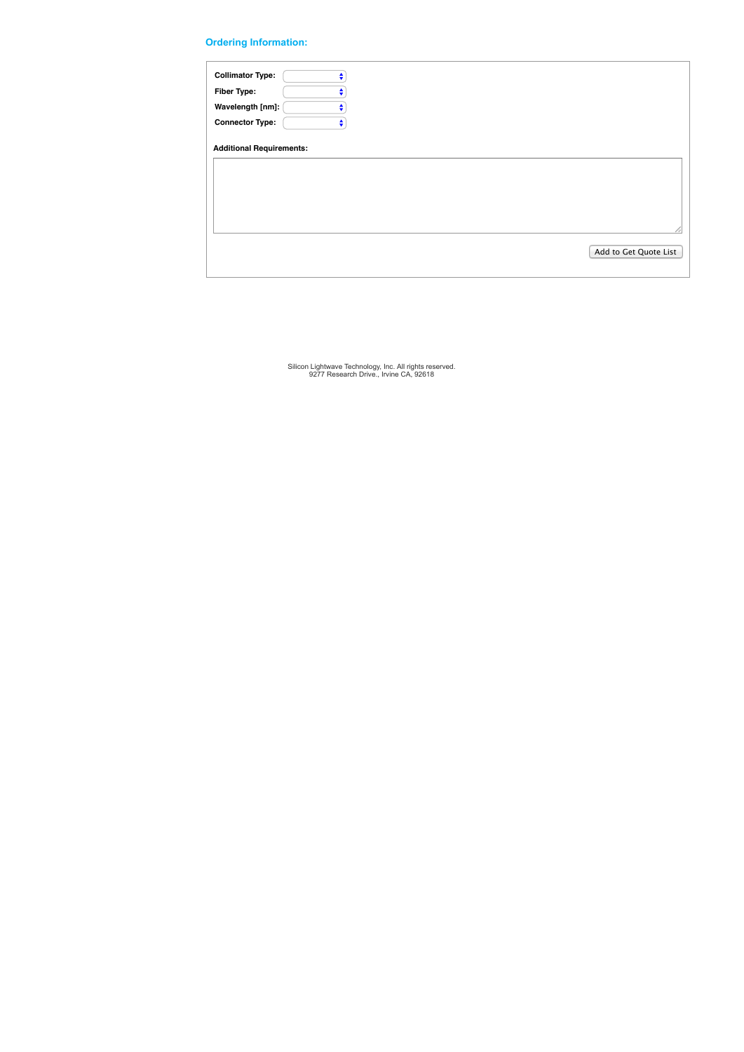## Ordering Information:

**Collimator Type:**

**Fiber Type:**

**Wavelength [nm]:**

**Connector Type:**

**Additional Requirements:**

Add to Get Quote List

Silicon Lightwave Technology, Inc. All rights reserved.
9277 Research Drive., Irvine CA, 92618